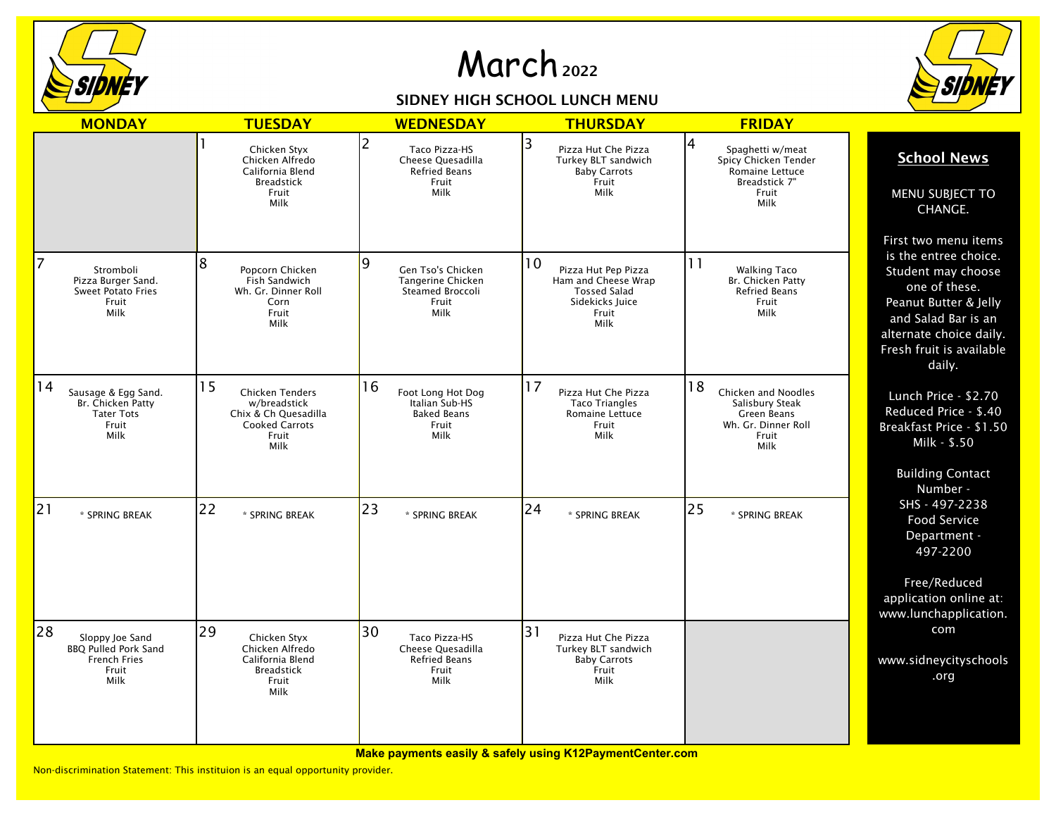# March 2022

## SIDNEY HIGH SCHOOL LUNCH MENU

| MONDAY | TUESDAY | WEDNESDAY | THURSDAY | FRIDAY |
|---|---|---|---|---|
| | 1<br>Chicken Styx<br>Chicken Alfredo<br>California Blend<br>Breadstick<br>Fruit<br>Milk | 2<br>Taco Pizza-HS<br>Cheese Quesadilla<br>Refried Beans<br>Fruit<br>Milk | 3<br>Pizza Hut Che Pizza<br>Turkey BLT sandwich<br>Baby Carrots<br>Fruit<br>Milk | 4<br>Spaghetti w/meat<br>Spicy Chicken Tender<br>Romaine Lettuce<br>Breadstick 7"<br>Fruit<br>Milk |
| 7<br>Stromboli<br>Pizza Burger Sand.<br>Sweet Potato Fries<br>Fruit<br>Milk | 8<br>Popcorn Chicken<br>Fish Sandwich<br>Wh. Gr. Dinner Roll<br>Corn<br>Fruit<br>Milk | 9<br>Gen Tso's Chicken<br>Tangerine Chicken<br>Steamed Broccoli<br>Fruit<br>Milk | 10<br>Pizza Hut Pep Pizza<br>Ham and Cheese Wrap<br>Tossed Salad<br>Sidekicks Juice<br>Fruit<br>Milk | 11<br>Walking Taco<br>Br. Chicken Patty<br>Refried Beans<br>Fruit<br>Milk |
| 14<br>Sausage & Egg Sand.<br>Br. Chicken Patty<br>Tater Tots<br>Fruit<br>Milk | 15<br>Chicken Tenders w/breadstick<br>Chix & Ch Quesadilla<br>Cooked Carrots<br>Fruit<br>Milk | 16<br>Foot Long Hot Dog<br>Italian Sub-HS<br>Baked Beans<br>Fruit<br>Milk | 17<br>Pizza Hut Che Pizza<br>Taco Triangles<br>Romaine Lettuce<br>Fruit<br>Milk | 18<br>Chicken and Noodles<br>Salisbury Steak<br>Green Beans<br>Wh. Gr. Dinner Roll<br>Fruit<br>Milk |
| 21<br>* SPRING BREAK | 22<br>* SPRING BREAK | 23<br>* SPRING BREAK | 24<br>* SPRING BREAK | 25<br>* SPRING BREAK |
| 28<br>Sloppy Joe Sand<br>BBQ Pulled Pork Sand<br>French Fries<br>Fruit<br>Milk | 29<br>Chicken Styx<br>Chicken Alfredo<br>California Blend<br>Breadstick<br>Fruit<br>Milk | 30<br>Taco Pizza-HS<br>Cheese Quesadilla<br>Refried Beans<br>Fruit<br>Milk | 31<br>Pizza Hut Che Pizza<br>Turkey BLT sandwich<br>Baby Carrots<br>Fruit<br>Milk | |

### School News

MENU SUBJECT TO CHANGE.

First two menu items is the entree choice. Student may choose one of these. Peanut Butter & Jelly and Salad Bar is an alternate choice daily. Fresh fruit is available daily.

Lunch Price - $2.70
Reduced Price - $.40
Breakfast Price - $1.50
Milk - $.50

Building Contact Number -
SHS - 497-2238
Food Service Department - 497-2200

Free/Reduced application online at: www.lunchapplication.com

www.sidneycityschools.org

**Make payments easily & safely using K12PaymentCenter.com**

Non-discrimination Statement: This instituion is an equal opportunity provider.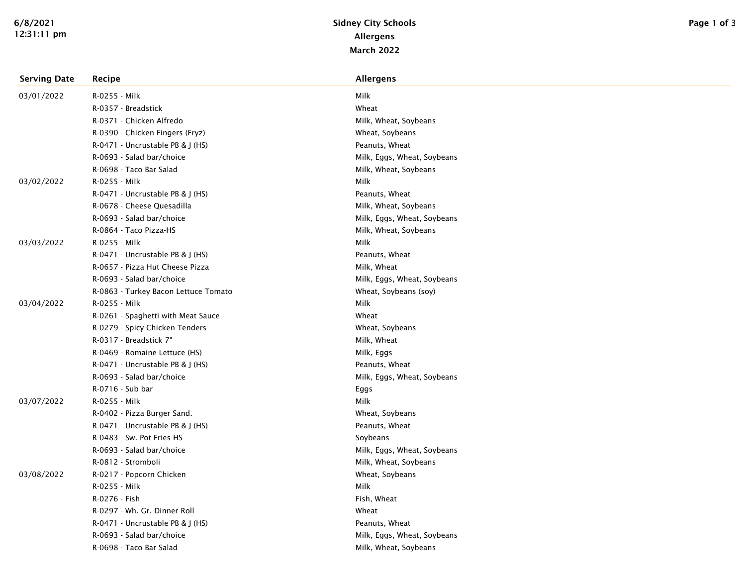# Sidney City Schools

## Allergens

### March 2022

| Serving Date | Recipe | Allergens |
|---|---|---|
| 03/01/2022 | R-0255 - Milk | Milk |
| | R-0357 - Breadstick | Wheat |
| | R-0371 - Chicken Alfredo | Milk, Wheat, Soybeans |
| | R-0390 - Chicken Fingers (Fryz) | Wheat, Soybeans |
| | R-0471 - Uncrustable PB & J (HS) | Peanuts, Wheat |
| | R-0693 - Salad bar/choice | Milk, Eggs, Wheat, Soybeans |
| | R-0698 - Taco Bar Salad | Milk, Wheat, Soybeans |
| 03/02/2022 | R-0255 - Milk | Milk |
| | R-0471 - Uncrustable PB & J (HS) | Peanuts, Wheat |
| | R-0678 - Cheese Quesadilla | Milk, Wheat, Soybeans |
| | R-0693 - Salad bar/choice | Milk, Eggs, Wheat, Soybeans |
| | R-0864 - Taco Pizza-HS | Milk, Wheat, Soybeans |
| 03/03/2022 | R-0255 - Milk | Milk |
| | R-0471 - Uncrustable PB & J (HS) | Peanuts, Wheat |
| | R-0657 - Pizza Hut Cheese Pizza | Milk, Wheat |
| | R-0693 - Salad bar/choice | Milk, Eggs, Wheat, Soybeans |
| | R-0863 - Turkey Bacon Lettuce Tomato | Wheat, Soybeans (soy) |
| 03/04/2022 | R-0255 - Milk | Milk |
| | R-0261 - Spaghetti with Meat Sauce | Wheat |
| | R-0279 - Spicy Chicken Tenders | Wheat, Soybeans |
| | R-0317 - Breadstick 7" | Milk, Wheat |
| | R-0469 - Romaine Lettuce (HS) | Milk, Eggs |
| | R-0471 - Uncrustable PB & J (HS) | Peanuts, Wheat |
| | R-0693 - Salad bar/choice | Milk, Eggs, Wheat, Soybeans |
| | R-0716 - Sub bar | Eggs |
| 03/07/2022 | R-0255 - Milk | Milk |
| | R-0402 - Pizza Burger Sand. | Wheat, Soybeans |
| | R-0471 - Uncrustable PB & J (HS) | Peanuts, Wheat |
| | R-0483 - Sw. Pot Fries-HS | Soybeans |
| | R-0693 - Salad bar/choice | Milk, Eggs, Wheat, Soybeans |
| | R-0812 - Stromboli | Milk, Wheat, Soybeans |
| 03/08/2022 | R-0217 - Popcorn Chicken | Wheat, Soybeans |
| | R-0255 - Milk | Milk |
| | R-0276 - Fish | Fish, Wheat |
| | R-0297 - Wh. Gr. Dinner Roll | Wheat |
| | R-0471 - Uncrustable PB & J (HS) | Peanuts, Wheat |
| | R-0693 - Salad bar/choice | Milk, Eggs, Wheat, Soybeans |
| | R-0698 - Taco Bar Salad | Milk, Wheat, Soybeans |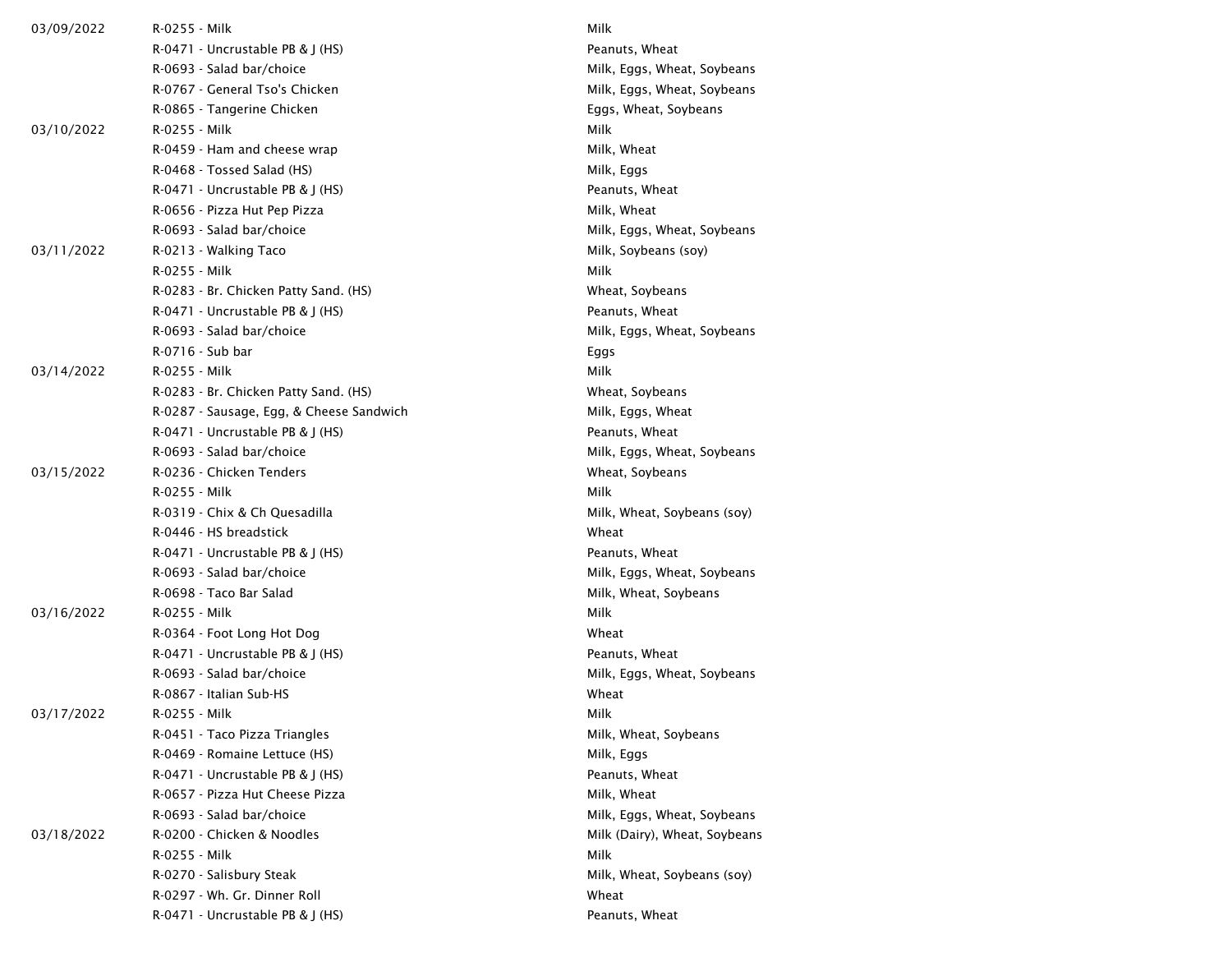| | | |
|---|---|---|
| 03/09/2022 | R-0255 - Milk | Milk |
| | R-0471 - Uncrustable PB & J (HS) | Peanuts, Wheat |
| | R-0693 - Salad bar/choice | Milk, Eggs, Wheat, Soybeans |
| | R-0767 - General Tso's Chicken | Milk, Eggs, Wheat, Soybeans |
| | R-0865 - Tangerine Chicken | Eggs, Wheat, Soybeans |
| 03/10/2022 | R-0255 - Milk | Milk |
| | R-0459 - Ham and cheese wrap | Milk, Wheat |
| | R-0468 - Tossed Salad (HS) | Milk, Eggs |
| | R-0471 - Uncrustable PB & J (HS) | Peanuts, Wheat |
| | R-0656 - Pizza Hut Pep Pizza | Milk, Wheat |
| | R-0693 - Salad bar/choice | Milk, Eggs, Wheat, Soybeans |
| 03/11/2022 | R-0213 - Walking Taco | Milk, Soybeans (soy) |
| | R-0255 - Milk | Milk |
| | R-0283 - Br. Chicken Patty Sand. (HS) | Wheat, Soybeans |
| | R-0471 - Uncrustable PB & J (HS) | Peanuts, Wheat |
| | R-0693 - Salad bar/choice | Milk, Eggs, Wheat, Soybeans |
| | R-0716 - Sub bar | Eggs |
| 03/14/2022 | R-0255 - Milk | Milk |
| | R-0283 - Br. Chicken Patty Sand. (HS) | Wheat, Soybeans |
| | R-0287 - Sausage, Egg, & Cheese Sandwich | Milk, Eggs, Wheat |
| | R-0471 - Uncrustable PB & J (HS) | Peanuts, Wheat |
| | R-0693 - Salad bar/choice | Milk, Eggs, Wheat, Soybeans |
| 03/15/2022 | R-0236 - Chicken Tenders | Wheat, Soybeans |
| | R-0255 - Milk | Milk |
| | R-0319 - Chix & Ch Quesadilla | Milk, Wheat, Soybeans (soy) |
| | R-0446 - HS breadstick | Wheat |
| | R-0471 - Uncrustable PB & J (HS) | Peanuts, Wheat |
| | R-0693 - Salad bar/choice | Milk, Eggs, Wheat, Soybeans |
| | R-0698 - Taco Bar Salad | Milk, Wheat, Soybeans |
| 03/16/2022 | R-0255 - Milk | Milk |
| | R-0364 - Foot Long Hot Dog | Wheat |
| | R-0471 - Uncrustable PB & J (HS) | Peanuts, Wheat |
| | R-0693 - Salad bar/choice | Milk, Eggs, Wheat, Soybeans |
| | R-0867 - Italian Sub-HS | Wheat |
| 03/17/2022 | R-0255 - Milk | Milk |
| | R-0451 - Taco Pizza Triangles | Milk, Wheat, Soybeans |
| | R-0469 - Romaine Lettuce (HS) | Milk, Eggs |
| | R-0471 - Uncrustable PB & J (HS) | Peanuts, Wheat |
| | R-0657 - Pizza Hut Cheese Pizza | Milk, Wheat |
| | R-0693 - Salad bar/choice | Milk, Eggs, Wheat, Soybeans |
| 03/18/2022 | R-0200 - Chicken & Noodles | Milk (Dairy), Wheat, Soybeans |
| | R-0255 - Milk | Milk |
| | R-0270 - Salisbury Steak | Milk, Wheat, Soybeans (soy) |
| | R-0297 - Wh. Gr. Dinner Roll | Wheat |
| | R-0471 - Uncrustable PB & J (HS) | Peanuts, Wheat |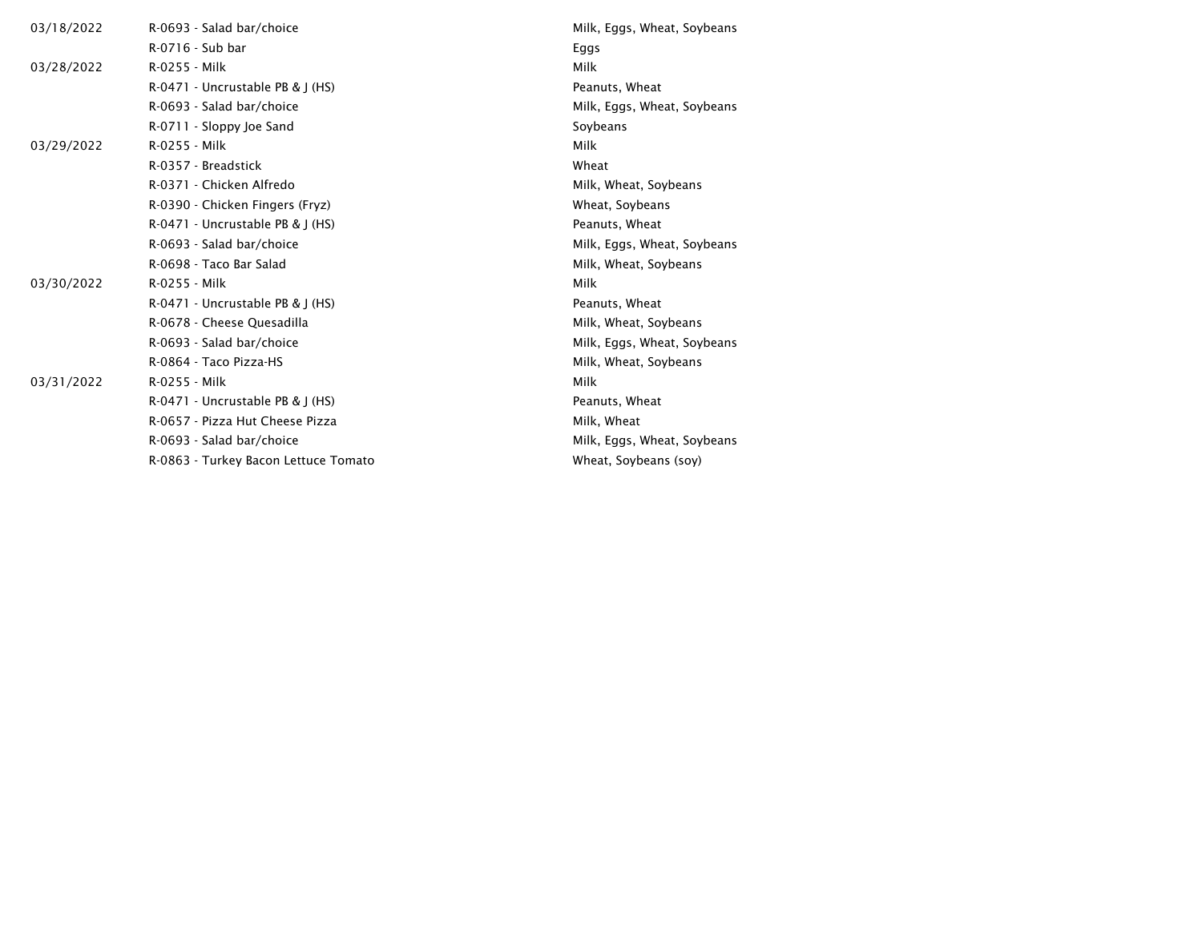| | | |
|---|---|---|
| 03/18/2022 | R-0693 - Salad bar/choice | Milk, Eggs, Wheat, Soybeans |
| | R-0716 - Sub bar | Eggs |
| 03/28/2022 | R-0255 - Milk | Milk |
| | R-0471 - Uncrustable PB & J (HS) | Peanuts, Wheat |
| | R-0693 - Salad bar/choice | Milk, Eggs, Wheat, Soybeans |
| | R-0711 - Sloppy Joe Sand | Soybeans |
| 03/29/2022 | R-0255 - Milk | Milk |
| | R-0357 - Breadstick | Wheat |
| | R-0371 - Chicken Alfredo | Milk, Wheat, Soybeans |
| | R-0390 - Chicken Fingers (Fryz) | Wheat, Soybeans |
| | R-0471 - Uncrustable PB & J (HS) | Peanuts, Wheat |
| | R-0693 - Salad bar/choice | Milk, Eggs, Wheat, Soybeans |
| | R-0698 - Taco Bar Salad | Milk, Wheat, Soybeans |
| 03/30/2022 | R-0255 - Milk | Milk |
| | R-0471 - Uncrustable PB & J (HS) | Peanuts, Wheat |
| | R-0678 - Cheese Quesadilla | Milk, Wheat, Soybeans |
| | R-0693 - Salad bar/choice | Milk, Eggs, Wheat, Soybeans |
| | R-0864 - Taco Pizza-HS | Milk, Wheat, Soybeans |
| 03/31/2022 | R-0255 - Milk | Milk |
| | R-0471 - Uncrustable PB & J (HS) | Peanuts, Wheat |
| | R-0657 - Pizza Hut Cheese Pizza | Milk, Wheat |
| | R-0693 - Salad bar/choice | Milk, Eggs, Wheat, Soybeans |
| | R-0863 - Turkey Bacon Lettuce Tomato | Wheat, Soybeans (soy) |